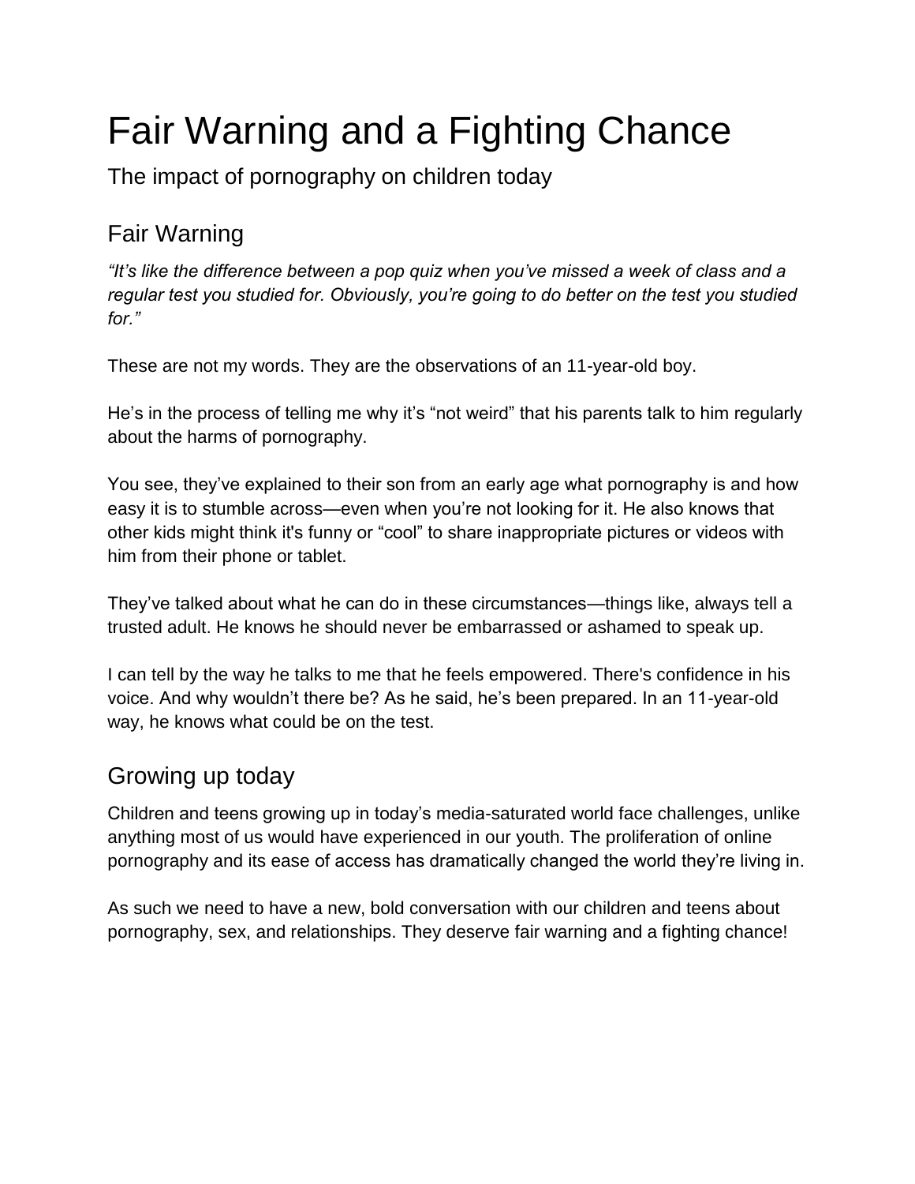# Fair Warning and a Fighting Chance

The impact of pornography on children today

## Fair Warning

*"It's like the difference between a pop quiz when you've missed a week of class and a regular test you studied for. Obviously, you're going to do better on the test you studied for."*

These are not my words. They are the observations of an 11-year-old boy.

He's in the process of telling me why it's "not weird" that his parents talk to him regularly about the harms of pornography.

You see, they've explained to their son from an early age what pornography is and how easy it is to stumble across—even when you're not looking for it. He also knows that other kids might think it's funny or "cool" to share inappropriate pictures or videos with him from their phone or tablet.

They've talked about what he can do in these circumstances—things like, always tell a trusted adult. He knows he should never be embarrassed or ashamed to speak up.

I can tell by the way he talks to me that he feels empowered. There's confidence in his voice. And why wouldn't there be? As he said, he's been prepared. In an 11-year-old way, he knows what could be on the test.

## Growing up today

Children and teens growing up in today's media-saturated world face challenges, unlike anything most of us would have experienced in our youth. The proliferation of online pornography and its ease of access has dramatically changed the world they're living in.

As such we need to have a new, bold conversation with our children and teens about pornography, sex, and relationships. They deserve fair warning and a fighting chance!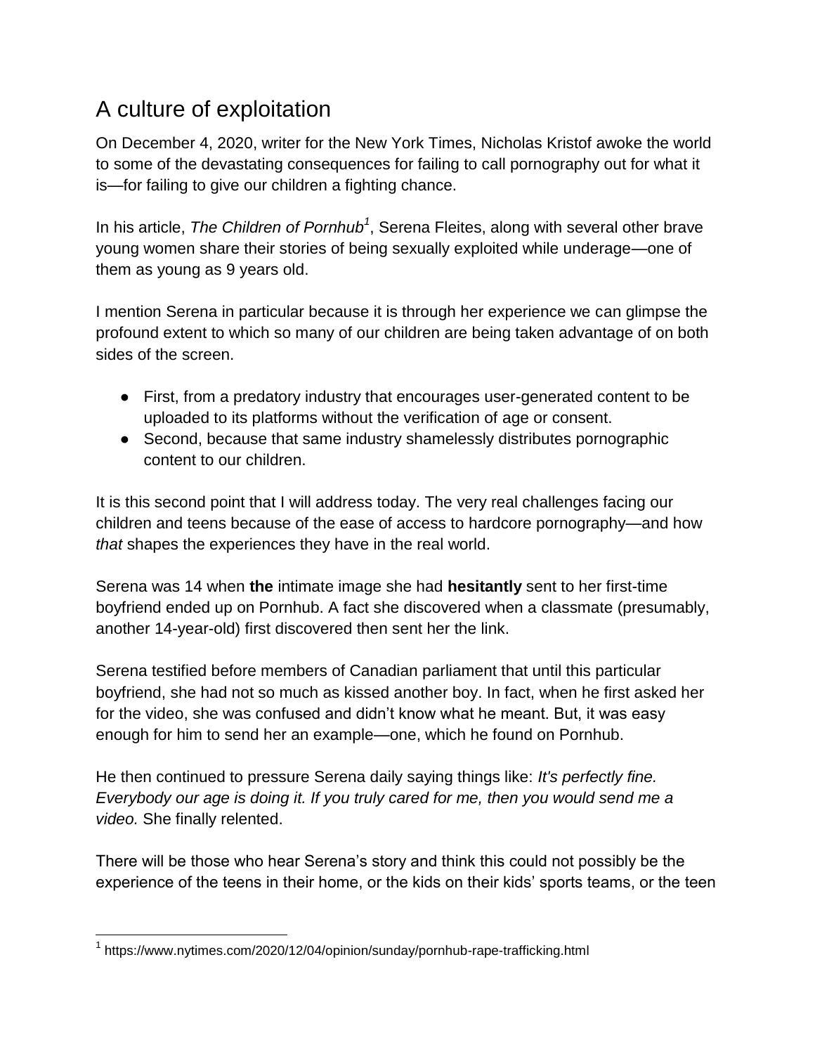## A culture of exploitation

On December 4, 2020, writer for the New York Times, Nicholas Kristof awoke the world to some of the devastating consequences for failing to call pornography out for what it is—for failing to give our children a fighting chance.

In his article, *The Children of Pornhub*[1], Serena Fleites, along with several other brave young women share their stories of being sexually exploited while underage—one of them as young as 9 years old.

I mention Serena in particular because it is through her experience we can glimpse the profound extent to which so many of our children are being taken advantage of on both sides of the screen.

- First, from a predatory industry that encourages user-generated content to be uploaded to its platforms without the verification of age or consent.
- Second, because that same industry shamelessly distributes pornographic content to our children.

It is this second point that I will address today. The very real challenges facing our children and teens because of the ease of access to hardcore pornography—and how *that* shapes the experiences they have in the real world.

Serena was 14 when **the** intimate image she had **hesitantly** sent to her first-time boyfriend ended up on Pornhub. A fact she discovered when a classmate (presumably, another 14-year-old) first discovered then sent her the link.

Serena testified before members of Canadian parliament that until this particular boyfriend, she had not so much as kissed another boy. In fact, when he first asked her for the video, she was confused and didn't know what he meant. But, it was easy enough for him to send her an example—one, which he found on Pornhub.

He then continued to pressure Serena daily saying things like: *It's perfectly fine. Everybody our age is doing it. If you truly cared for me, then you would send me a video.* She finally relented.

There will be those who hear Serena's story and think this could not possibly be the experience of the teens in their home, or the kids on their kids' sports teams, or the teen

---

[1] https://www.nytimes.com/2020/12/04/opinion/sunday/pornhub-rape-trafficking.html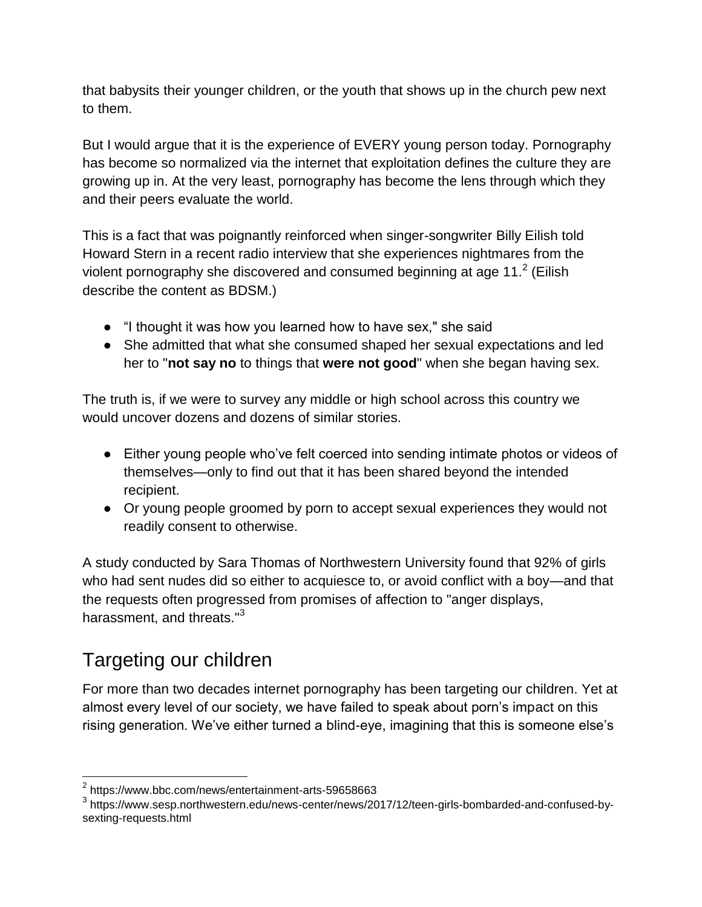that babysits their younger children, or the youth that shows up in the church pew next to them.

But I would argue that it is the experience of EVERY young person today. Pornography has become so normalized via the internet that exploitation defines the culture they are growing up in. At the very least, pornography has become the lens through which they and their peers evaluate the world.

This is a fact that was poignantly reinforced when singer-songwriter Billy Eilish told Howard Stern in a recent radio interview that she experiences nightmares from the violent pornography she discovered and consumed beginning at age 11.[2] (Eilish describe the content as BDSM.)

- "I thought it was how you learned how to have sex," she said
- She admitted that what she consumed shaped her sexual expectations and led her to "**not say no** to things that **were not good**" when she began having sex.

The truth is, if we were to survey any middle or high school across this country we would uncover dozens and dozens of similar stories.

- Either young people who've felt coerced into sending intimate photos or videos of themselves—only to find out that it has been shared beyond the intended recipient.
- Or young people groomed by porn to accept sexual experiences they would not readily consent to otherwise.

A study conducted by Sara Thomas of Northwestern University found that 92% of girls who had sent nudes did so either to acquiesce to, or avoid conflict with a boy—and that the requests often progressed from promises of affection to "anger displays, harassment, and threats."[3]

## Targeting our children

For more than two decades internet pornography has been targeting our children. Yet at almost every level of our society, we have failed to speak about porn's impact on this rising generation. We've either turned a blind-eye, imagining that this is someone else's

[2] https://www.bbc.com/news/entertainment-arts-59658663

[3] https://www.sesp.northwestern.edu/news-center/news/2017/12/teen-girls-bombarded-and-confused-by-sexting-requests.html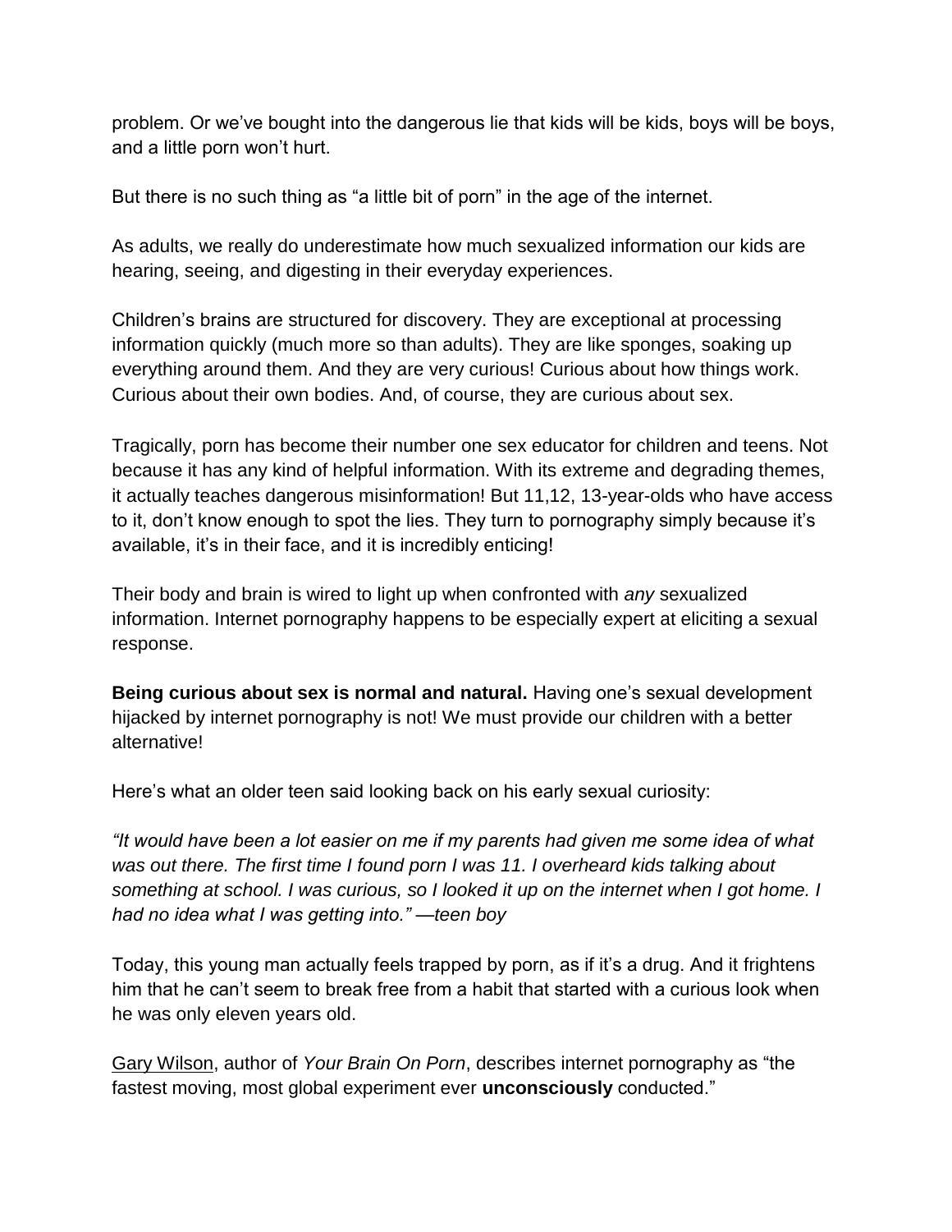problem. Or we've bought into the dangerous lie that kids will be kids, boys will be boys, and a little porn won't hurt.

But there is no such thing as "a little bit of porn" in the age of the internet.

As adults, we really do underestimate how much sexualized information our kids are hearing, seeing, and digesting in their everyday experiences.

Children's brains are structured for discovery. They are exceptional at processing information quickly (much more so than adults). They are like sponges, soaking up everything around them. And they are very curious! Curious about how things work. Curious about their own bodies. And, of course, they are curious about sex.

Tragically, porn has become their number one sex educator for children and teens. Not because it has any kind of helpful information. With its extreme and degrading themes, it actually teaches dangerous misinformation! But 11,12, 13-year-olds who have access to it, don't know enough to spot the lies. They turn to pornography simply because it's available, it's in their face, and it is incredibly enticing!

Their body and brain is wired to light up when confronted with *any* sexualized information. Internet pornography happens to be especially expert at eliciting a sexual response.

**Being curious about sex is normal and natural.** Having one's sexual development hijacked by internet pornography is not! We must provide our children with a better alternative!

Here's what an older teen said looking back on his early sexual curiosity:

*"It would have been a lot easier on me if my parents had given me some idea of what was out there. The first time I found porn I was 11. I overheard kids talking about something at school. I was curious, so I looked it up on the internet when I got home. I had no idea what I was getting into." —teen boy*

Today, this young man actually feels trapped by porn, as if it's a drug. And it frightens him that he can't seem to break free from a habit that started with a curious look when he was only eleven years old.

Gary Wilson, author of *Your Brain On Porn*, describes internet pornography as "the fastest moving, most global experiment ever **unconsciously** conducted."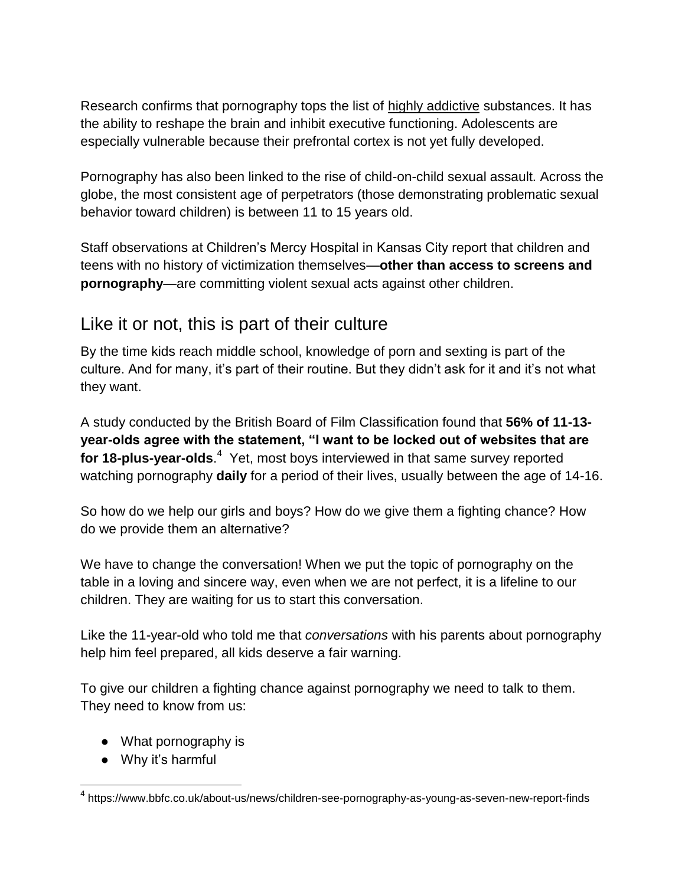Research confirms that pornography tops the list of highly addictive substances. It has the ability to reshape the brain and inhibit executive functioning. Adolescents are especially vulnerable because their prefrontal cortex is not yet fully developed.

Pornography has also been linked to the rise of child-on-child sexual assault. Across the globe, the most consistent age of perpetrators (those demonstrating problematic sexual behavior toward children) is between 11 to 15 years old.

Staff observations at Children's Mercy Hospital in Kansas City report that children and teens with no history of victimization themselves—**other than access to screens and pornography**—are committing violent sexual acts against other children.

## Like it or not, this is part of their culture

By the time kids reach middle school, knowledge of porn and sexting is part of the culture. And for many, it's part of their routine. But they didn't ask for it and it's not what they want.

A study conducted by the British Board of Film Classification found that **56% of 11-13-year-olds agree with the statement, "I want to be locked out of websites that are for 18-plus-year-olds**.[4] Yet, most boys interviewed in that same survey reported watching pornography **daily** for a period of their lives, usually between the age of 14-16.

So how do we help our girls and boys? How do we give them a fighting chance? How do we provide them an alternative?

We have to change the conversation! When we put the topic of pornography on the table in a loving and sincere way, even when we are not perfect, it is a lifeline to our children. They are waiting for us to start this conversation.

Like the 11-year-old who told me that *conversations* with his parents about pornography help him feel prepared, all kids deserve a fair warning.

To give our children a fighting chance against pornography we need to talk to them. They need to know from us:

- What pornography is
- Why it's harmful

[4] https://www.bbfc.co.uk/about-us/news/children-see-pornography-as-young-as-seven-new-report-finds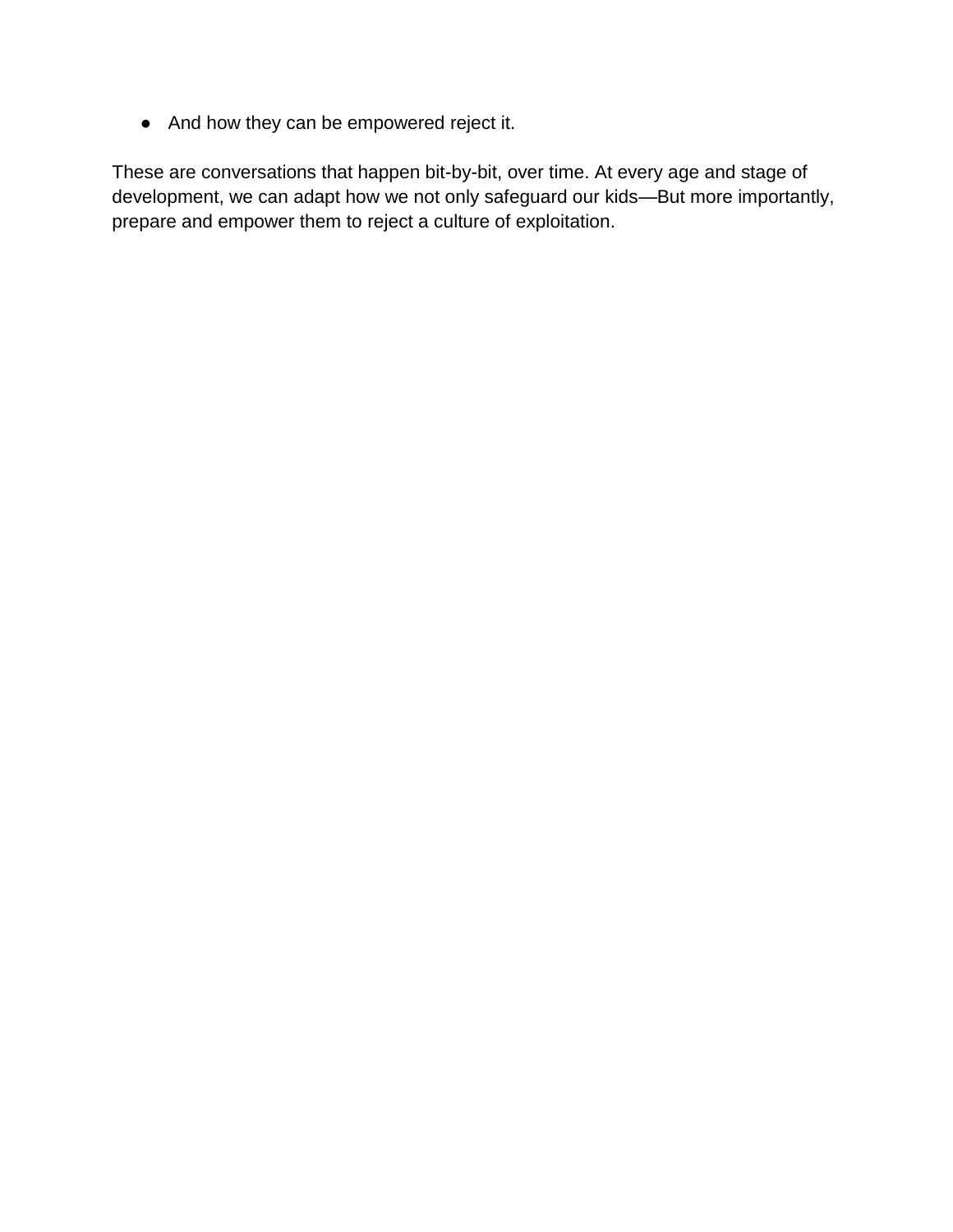- And how they can be empowered reject it.

These are conversations that happen bit-by-bit, over time. At every age and stage of development, we can adapt how we not only safeguard our kids—But more importantly, prepare and empower them to reject a culture of exploitation.